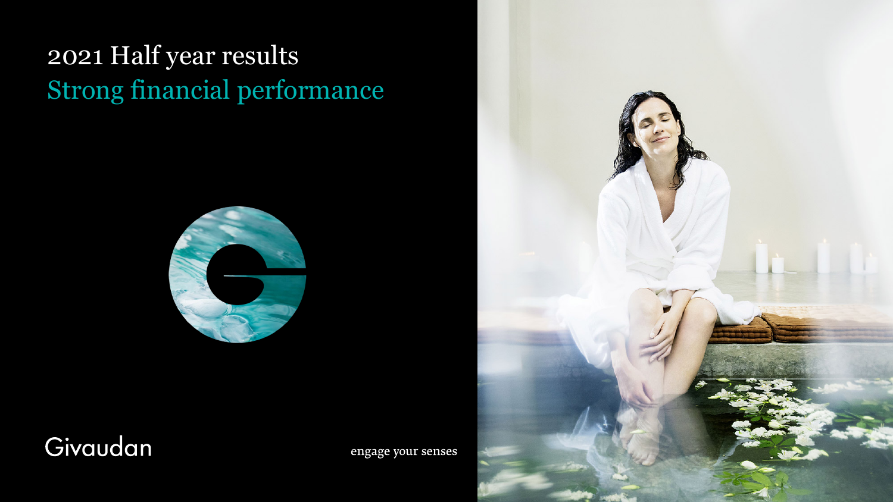# 2021 Half year results

## Strong financial performance

Givaudan

engage your senses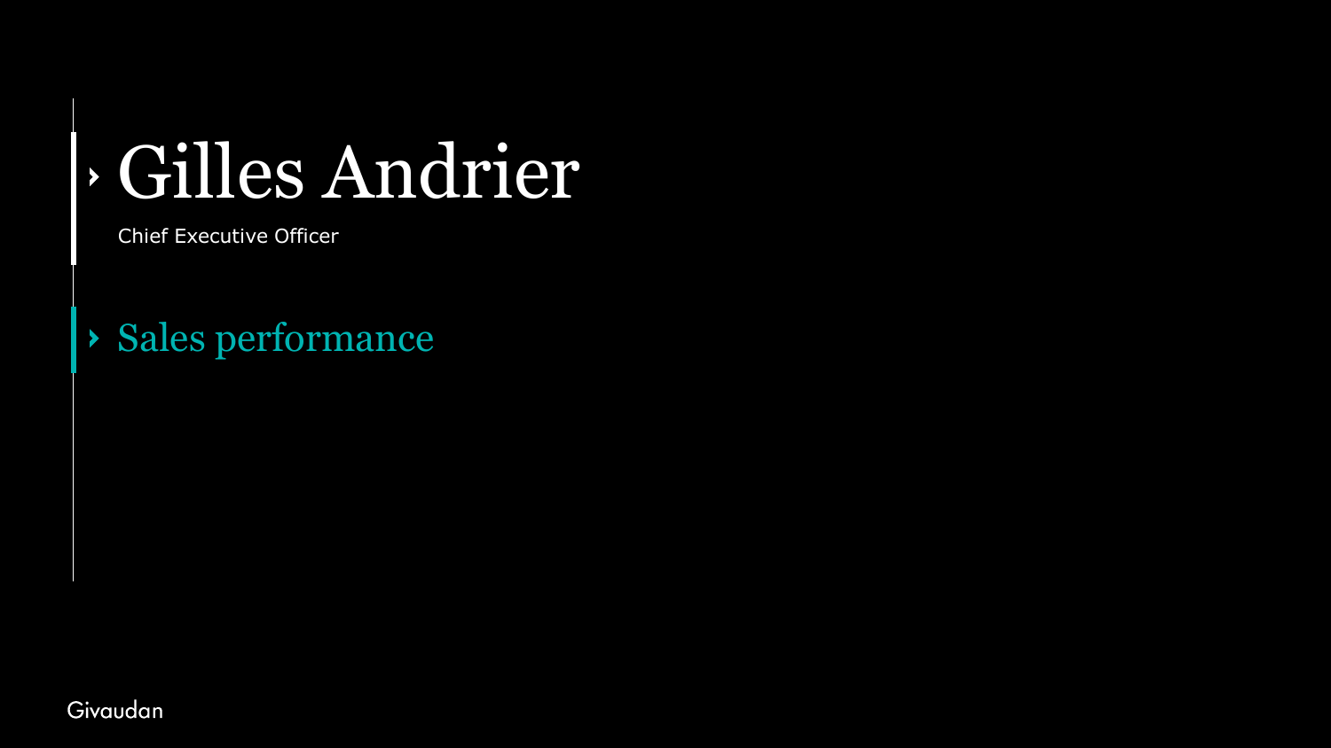# Gilles Andrier

Chief Executive Officer

## Sales performance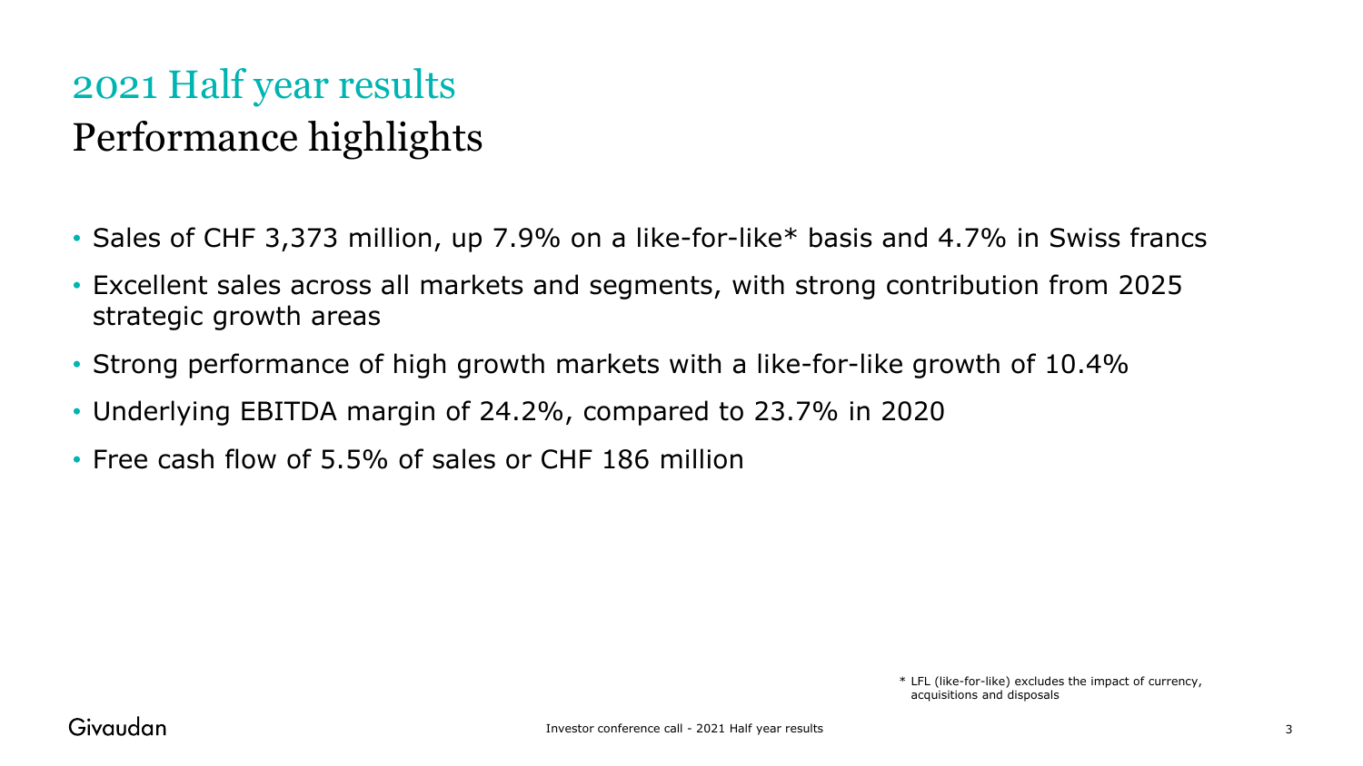# 2021 Half year results

## Performance highlights

- Sales of CHF 3,373 million, up 7.9% on a like-for-like* basis and 4.7% in Swiss francs
- Excellent sales across all markets and segments, with strong contribution from 2025 strategic growth areas
- Strong performance of high growth markets with a like-for-like growth of 10.4%
- Underlying EBITDA margin of 24.2%, compared to 23.7% in 2020
- Free cash flow of 5.5% of sales or CHF 186 million

* LFL (like-for-like) excludes the impact of currency, acquisitions and disposals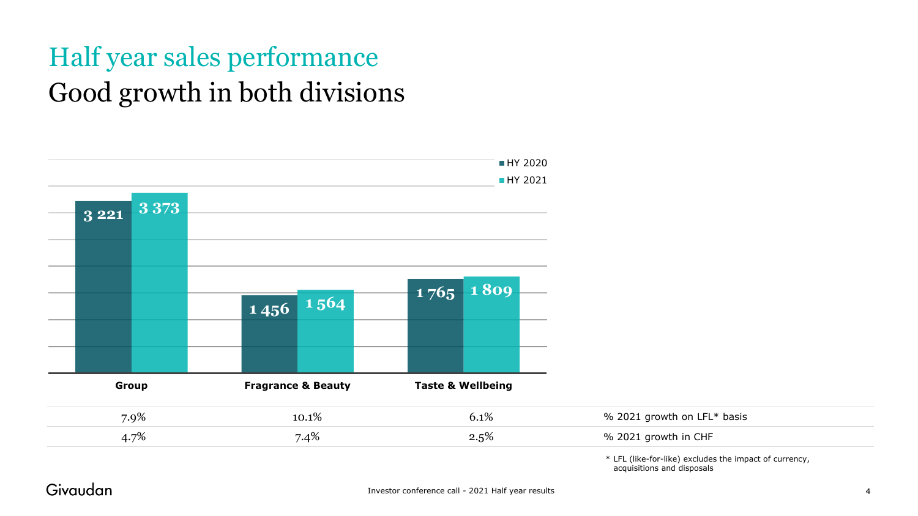# Half year sales performance

## Good growth in both divisions

| | Group | Fragrance & Beauty | Taste & Wellbeing |
|---|---|---|---|
| HY 2020 | 3 221 | 1 456 | 1 765 |
| HY 2021 | 3 373 | 1 564 | 1 809 |

| Group | Fragrance & Beauty | Taste & Wellbeing | |
|---|---|---|---|
| 7.9% | 10.1% | 6.1% | % 2021 growth on LFL* basis |
| 4.7% | 7.4% | 2.5% | % 2021 growth in CHF |

\* LFL (like-for-like) excludes the impact of currency, acquisitions and disposals

Givaudan

Investor conference call - 2021 Half year results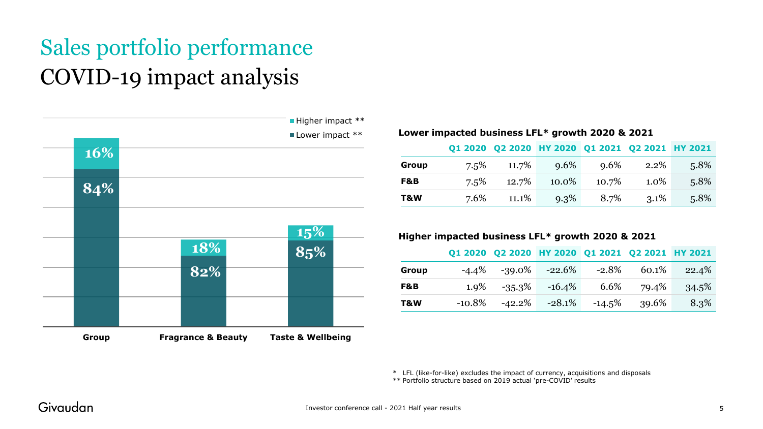# Sales portfolio performance
## COVID-19 impact analysis

| | Group | Fragrance & Beauty | Taste & Wellbeing |
|---|---|---|---|
| Higher impact ** | 16% | 18% | 15% |
| Lower impact ** | 84% | 82% | 85% |

**Lower impacted business LFL* growth 2020 & 2021**

| | Q1 2020 | Q2 2020 | HY 2020 | Q1 2021 | Q2 2021 | HY 2021 |
|---|---|---|---|---|---|---|
| **Group** | 7.5% | 11.7% | 9.6% | 9.6% | 2.2% | 5.8% |
| **F&B** | 7.5% | 12.7% | 10.0% | 10.7% | 1.0% | 5.8% |
| **T&W** | 7.6% | 11.1% | 9.3% | 8.7% | 3.1% | 5.8% |

**Higher impacted business LFL* growth 2020 & 2021**

| | Q1 2020 | Q2 2020 | HY 2020 | Q1 2021 | Q2 2021 | HY 2021 |
|---|---|---|---|---|---|---|
| **Group** | -4.4% | -39.0% | -22.6% | -2.8% | 60.1% | 22.4% |
| **F&B** | 1.9% | -35.3% | -16.4% | 6.6% | 79.4% | 34.5% |
| **T&W** | -10.8% | -42.2% | -28.1% | -14.5% | 39.6% | 8.3% |

* LFL (like-for-like) excludes the impact of currency, acquisitions and disposals
** Portfolio structure based on 2019 actual 'pre-COVID' results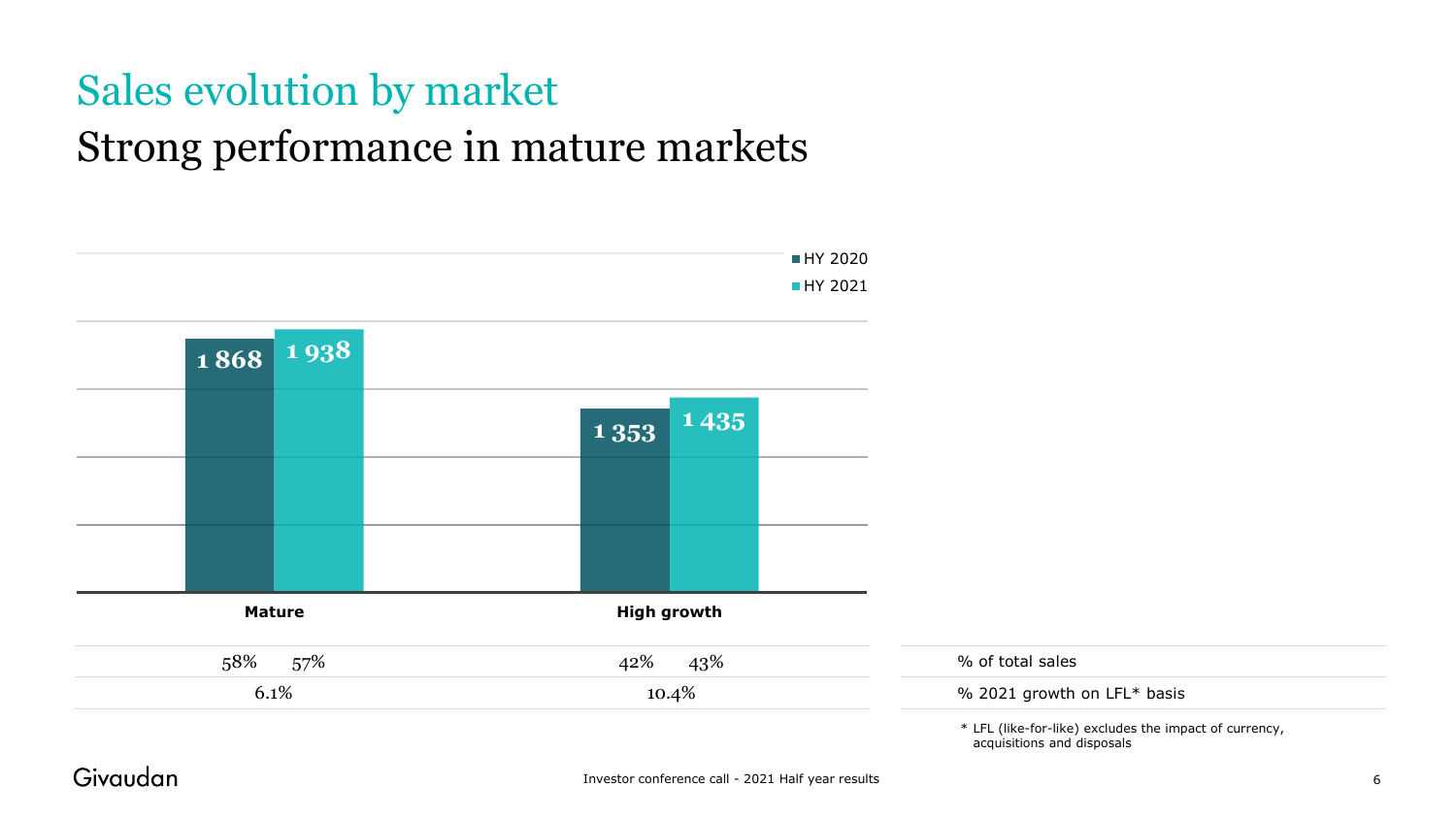# Sales evolution by market

## Strong performance in mature markets

| | Mature | | High growth | |
|---|---|---|---|---|
| | HY 2020 | HY 2021 | HY 2020 | HY 2021 |
| Sales | 1 868 | 1 938 | 1 353 | 1 435 |
| % of total sales | 58% | 57% | 42% | 43% |
| % 2021 growth on LFL* basis | 6.1% | | 10.4% | |

\* LFL (like-for-like) excludes the impact of currency, acquisitions and disposals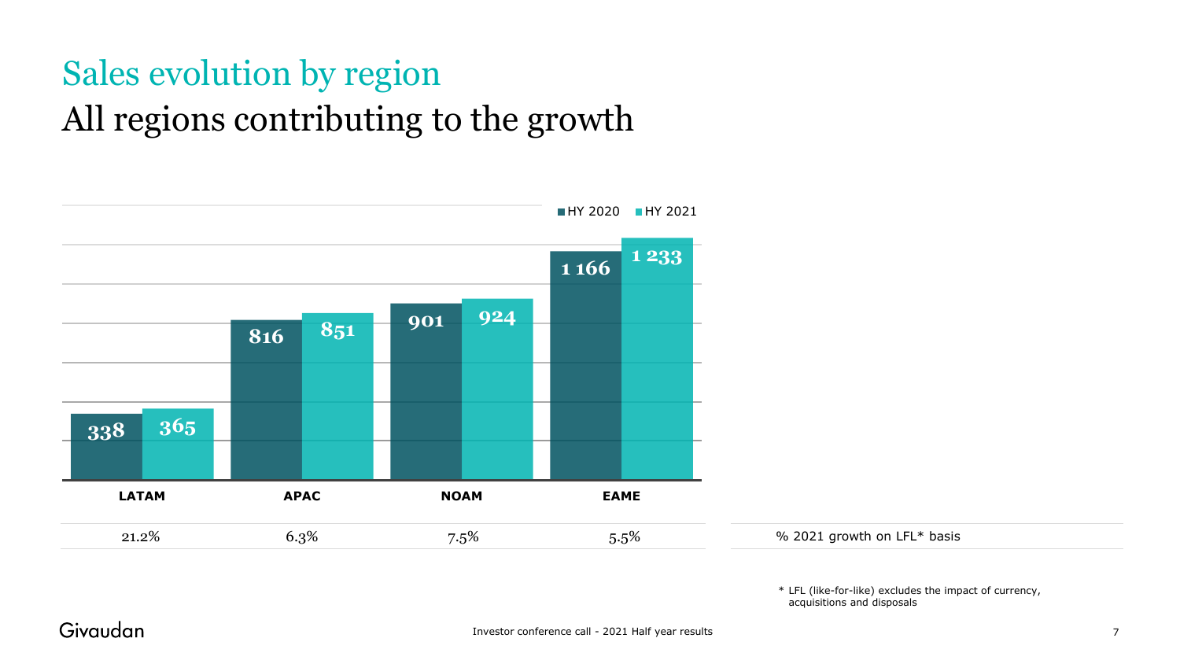# Sales evolution by region

## All regions contributing to the growth

| | LATAM | APAC | NOAM | EAME |
|---|---|---|---|---|
| HY 2020 | 338 | 816 | 901 | 1 166 |
| HY 2021 | 365 | 851 | 924 | 1 233 |
| % 2021 growth on LFL* basis | 21.2% | 6.3% | 7.5% | 5.5% |

* LFL (like-for-like) excludes the impact of currency, acquisitions and disposals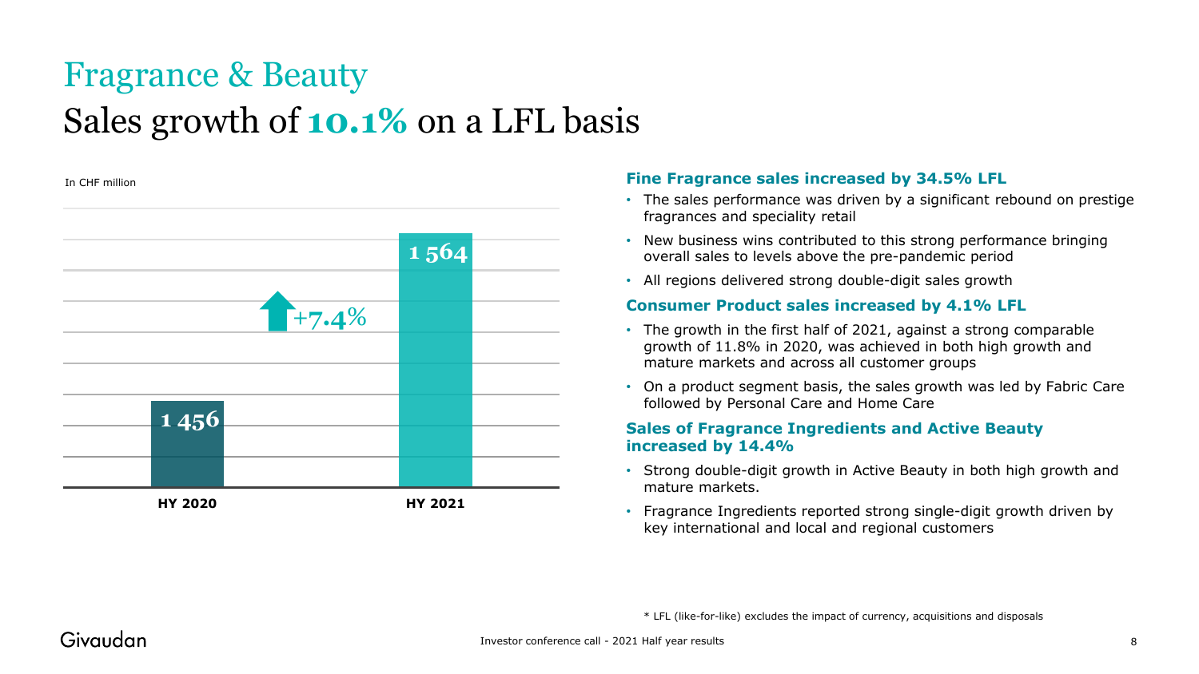# Fragrance & Beauty

## Sales growth of **10.1%** on a LFL basis

In CHF million

| | HY 2020 | HY 2021 |
|---|---|---|
| Sales | 1 456 | 1 564 |

+7.4%

**Fine Fragrance sales increased by 34.5% LFL**

- The sales performance was driven by a significant rebound on prestige fragrances and speciality retail
- New business wins contributed to this strong performance bringing overall sales to levels above the pre-pandemic period
- All regions delivered strong double-digit sales growth

**Consumer Product sales increased by 4.1% LFL**

- The growth in the first half of 2021, against a strong comparable growth of 11.8% in 2020, was achieved in both high growth and mature markets and across all customer groups
- On a product segment basis, the sales growth was led by Fabric Care followed by Personal Care and Home Care

**Sales of Fragrance Ingredients and Active Beauty increased by 14.4%**

- Strong double-digit growth in Active Beauty in both high growth and mature markets.
- Fragrance Ingredients reported strong single-digit growth driven by key international and local and regional customers

* LFL (like-for-like) excludes the impact of currency, acquisitions and disposals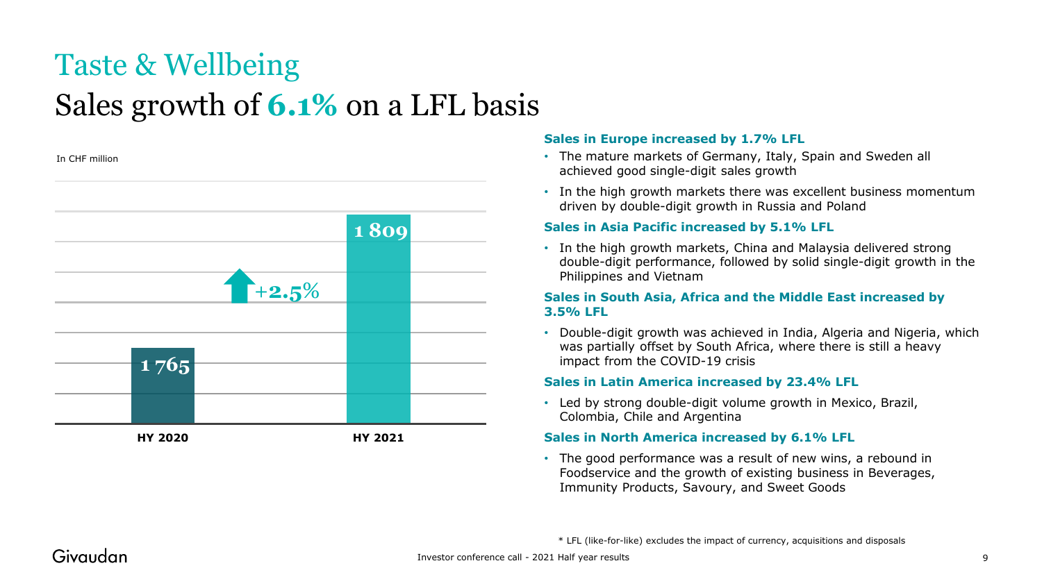# Taste & Wellbeing

## Sales growth of **6.1%** on a LFL basis

In CHF million

| | HY 2020 | HY 2021 |
|---|---|---|
| Sales | 1 765 | 1 809 |

+2.5%

**Sales in Europe increased by 1.7% LFL**

- The mature markets of Germany, Italy, Spain and Sweden all achieved good single-digit sales growth
- In the high growth markets there was excellent business momentum driven by double-digit growth in Russia and Poland

**Sales in Asia Pacific increased by 5.1% LFL**

- In the high growth markets, China and Malaysia delivered strong double-digit performance, followed by solid single-digit growth in the Philippines and Vietnam

**Sales in South Asia, Africa and the Middle East increased by 3.5% LFL**

- Double-digit growth was achieved in India, Algeria and Nigeria, which was partially offset by South Africa, where there is still a heavy impact from the COVID-19 crisis

**Sales in Latin America increased by 23.4% LFL**

- Led by strong double-digit volume growth in Mexico, Brazil, Colombia, Chile and Argentina

**Sales in North America increased by 6.1% LFL**

- The good performance was a result of new wins, a rebound in Foodservice and the growth of existing business in Beverages, Immunity Products, Savoury, and Sweet Goods

\* LFL (like-for-like) excludes the impact of currency, acquisitions and disposals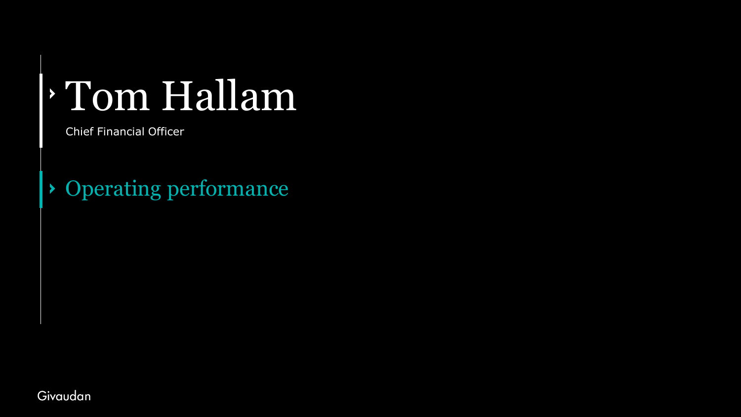# Tom Hallam

Chief Financial Officer

## Operating performance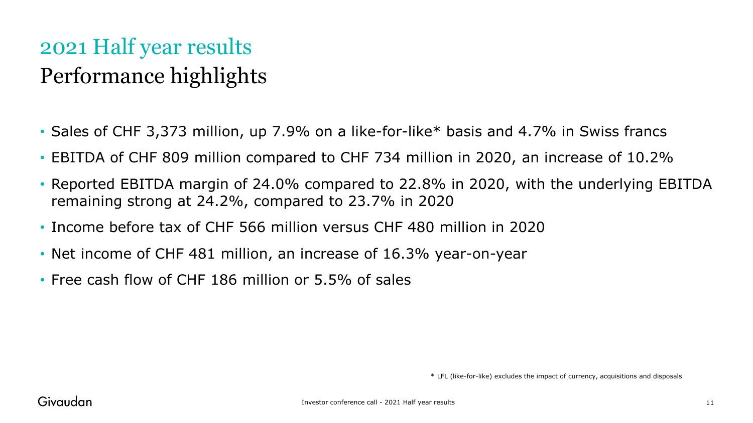# 2021 Half year results

## Performance highlights

- Sales of CHF 3,373 million, up 7.9% on a like-for-like* basis and 4.7% in Swiss francs
- EBITDA of CHF 809 million compared to CHF 734 million in 2020, an increase of 10.2%
- Reported EBITDA margin of 24.0% compared to 22.8% in 2020, with the underlying EBITDA remaining strong at 24.2%, compared to 23.7% in 2020
- Income before tax of CHF 566 million versus CHF 480 million in 2020
- Net income of CHF 481 million, an increase of 16.3% year-on-year
- Free cash flow of CHF 186 million or 5.5% of sales

\* LFL (like-for-like) excludes the impact of currency, acquisitions and disposals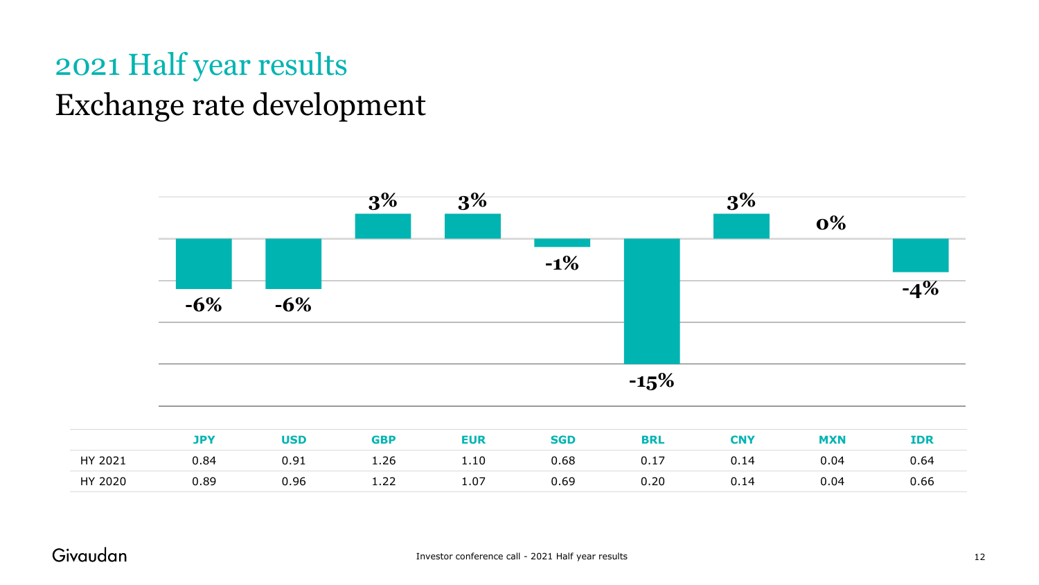# 2021 Half year results

## Exchange rate development

|  | JPY | USD | GBP | EUR | SGD | BRL | CNY | MXN | IDR |
|---|---|---|---|---|---|---|---|---|---|
|  | -6% | -6% | 3% | 3% | -1% | -15% | 3% | 0% | -4% |
| HY 2021 | 0.84 | 0.91 | 1.26 | 1.10 | 0.68 | 0.17 | 0.14 | 0.04 | 0.64 |
| HY 2020 | 0.89 | 0.96 | 1.22 | 1.07 | 0.69 | 0.20 | 0.14 | 0.04 | 0.66 |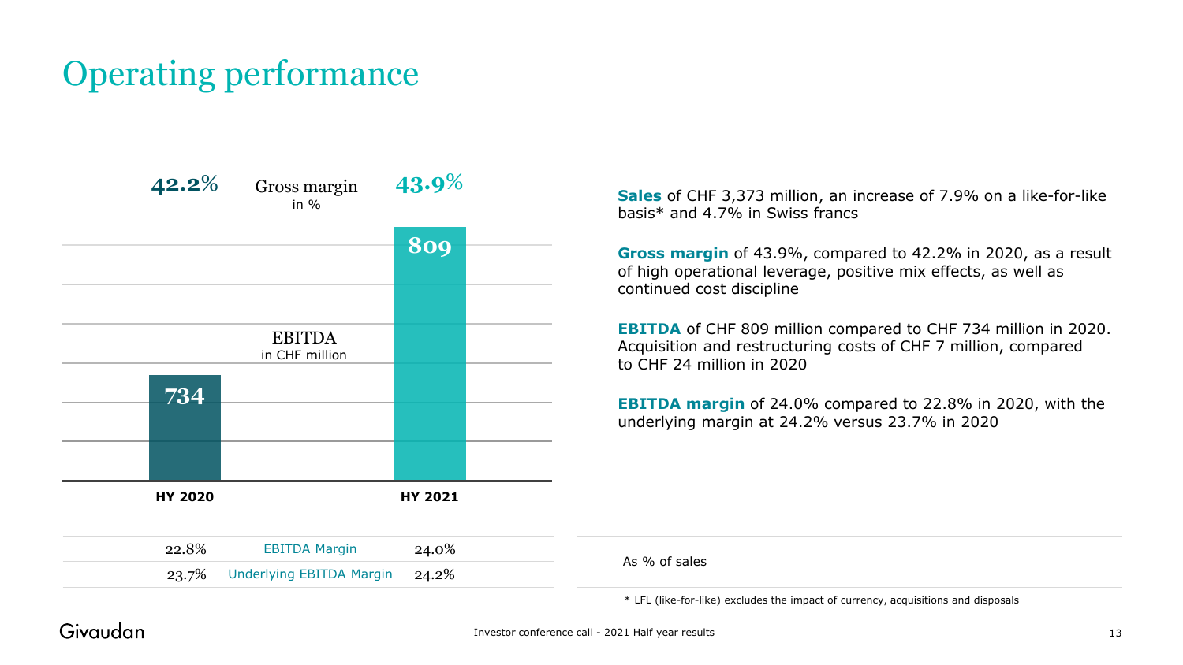# Operating performance

| | HY 2020 | HY 2021 |
|---|---|---|
| Gross margin in % | 42.2% | 43.9% |
| EBITDA in CHF million | 734 | 809 |
| EBITDA Margin | 22.8% | 24.0% |
| Underlying EBITDA Margin | 23.7% | 24.2% |

As % of sales

**Sales** of CHF 3,373 million, an increase of 7.9% on a like-for-like basis* and 4.7% in Swiss francs

**Gross margin** of 43.9%, compared to 42.2% in 2020, as a result of high operational leverage, positive mix effects, as well as continued cost discipline

**EBITDA** of CHF 809 million compared to CHF 734 million in 2020. Acquisition and restructuring costs of CHF 7 million, compared to CHF 24 million in 2020

**EBITDA margin** of 24.0% compared to 22.8% in 2020, with the underlying margin at 24.2% versus 23.7% in 2020

* LFL (like-for-like) excludes the impact of currency, acquisitions and disposals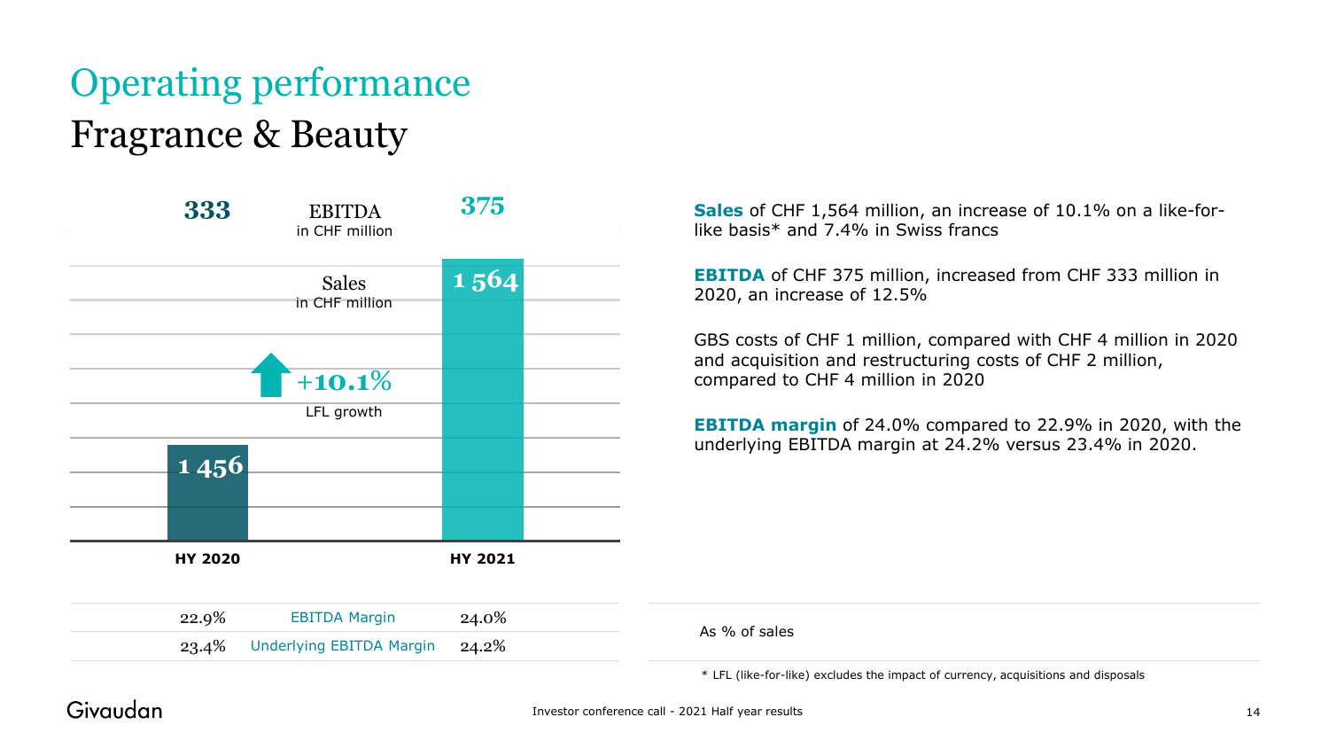# Operating performance

## Fragrance & Beauty

| | HY 2020 | HY 2021 |
|---|---|---|
| EBITDA in CHF million | 333 | 375 |
| Sales in CHF million | 1 456 | 1 564 |

+10.1% LFL growth

| HY 2020 | | HY 2021 |
|---|---|---|
| 22.9% | EBITDA Margin | 24.0% |
| 23.4% | Underlying EBITDA Margin | 24.2% |

**Sales** of CHF 1,564 million, an increase of 10.1% on a like-for-like basis* and 7.4% in Swiss francs

**EBITDA** of CHF 375 million, increased from CHF 333 million in 2020, an increase of 12.5%

GBS costs of CHF 1 million, compared with CHF 4 million in 2020 and acquisition and restructuring costs of CHF 2 million, compared to CHF 4 million in 2020

**EBITDA margin** of 24.0% compared to 22.9% in 2020, with the underlying EBITDA margin at 24.2% versus 23.4% in 2020.

As % of sales

* LFL (like-for-like) excludes the impact of currency, acquisitions and disposals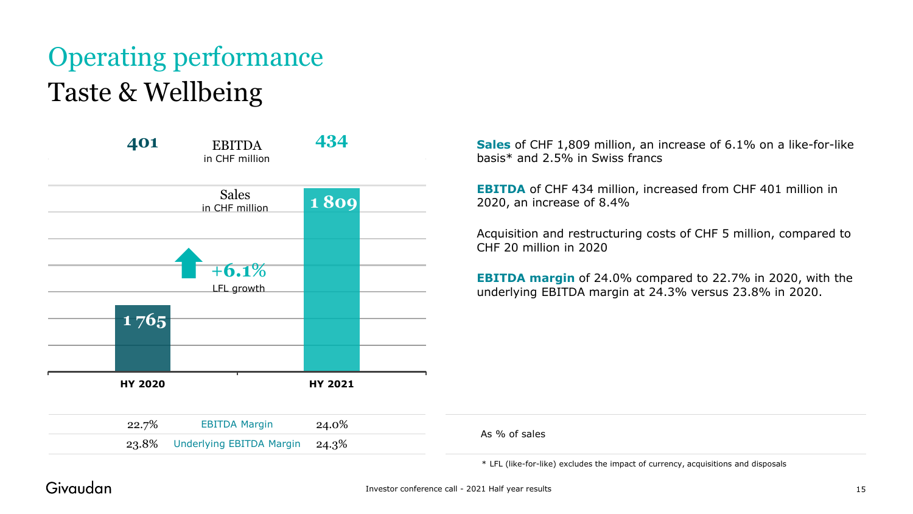# Operating performance
## Taste & Wellbeing

| | HY 2020 | HY 2021 |
|---|---|---|
| EBITDA in CHF million | 401 | 434 |
| Sales in CHF million | 1 765 | 1 809 |

+6.1% LFL growth

| HY 2020 | | HY 2021 |
|---|---|---|
| 22.7% | EBITDA Margin | 24.0% |
| 23.8% | Underlying EBITDA Margin | 24.3% |

As % of sales

**Sales** of CHF 1,809 million, an increase of 6.1% on a like-for-like basis* and 2.5% in Swiss francs

**EBITDA** of CHF 434 million, increased from CHF 401 million in 2020, an increase of 8.4%

Acquisition and restructuring costs of CHF 5 million, compared to CHF 20 million in 2020

**EBITDA margin** of 24.0% compared to 22.7% in 2020, with the underlying EBITDA margin at 24.3% versus 23.8% in 2020.

\* LFL (like-for-like) excludes the impact of currency, acquisitions and disposals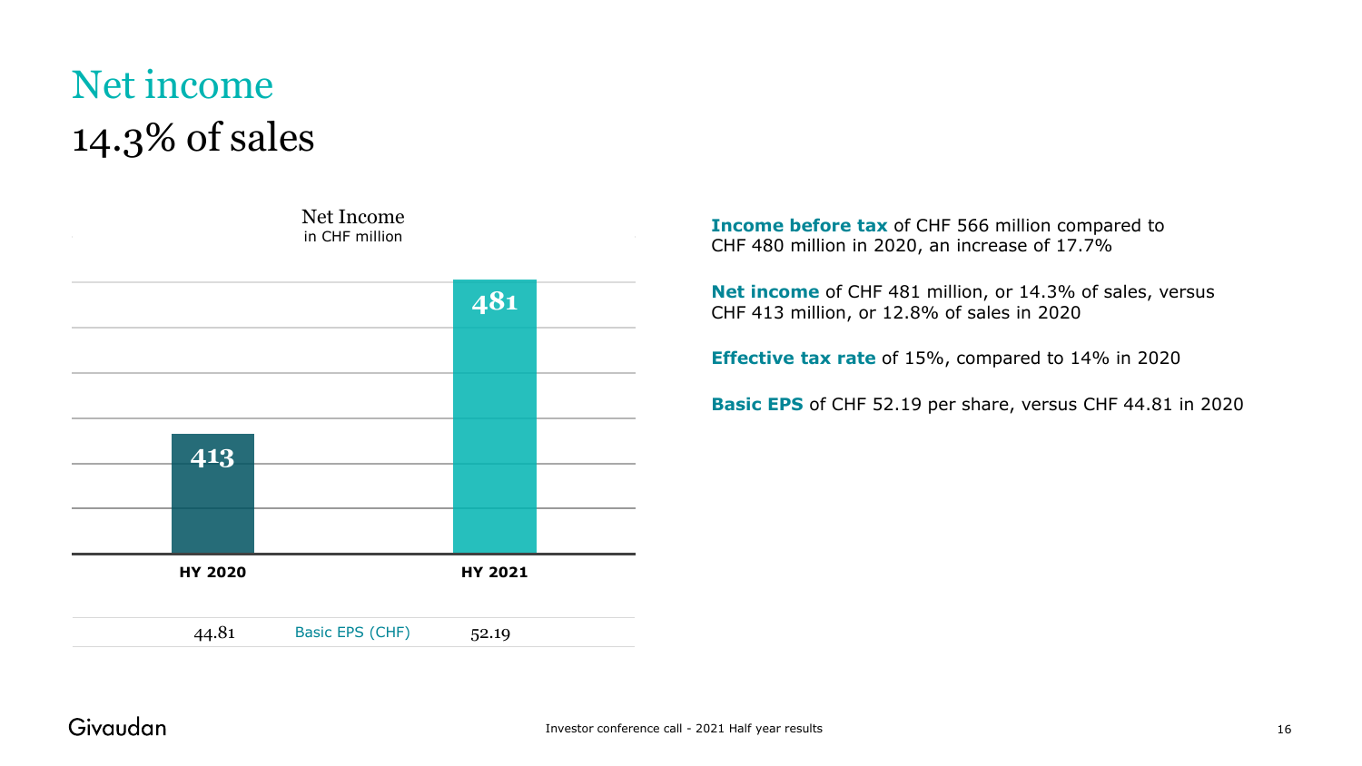# Net income
## 14.3% of sales

**Net Income**
in CHF million

| | HY 2020 | HY 2021 |
|---|---|---|
| Net Income | 413 | 481 |
| Basic EPS (CHF) | 44.81 | 52.19 |

**Income before tax** of CHF 566 million compared to CHF 480 million in 2020, an increase of 17.7%

**Net income** of CHF 481 million, or 14.3% of sales, versus CHF 413 million, or 12.8% of sales in 2020

**Effective tax rate** of 15%, compared to 14% in 2020

**Basic EPS** of CHF 52.19 per share, versus CHF 44.81 in 2020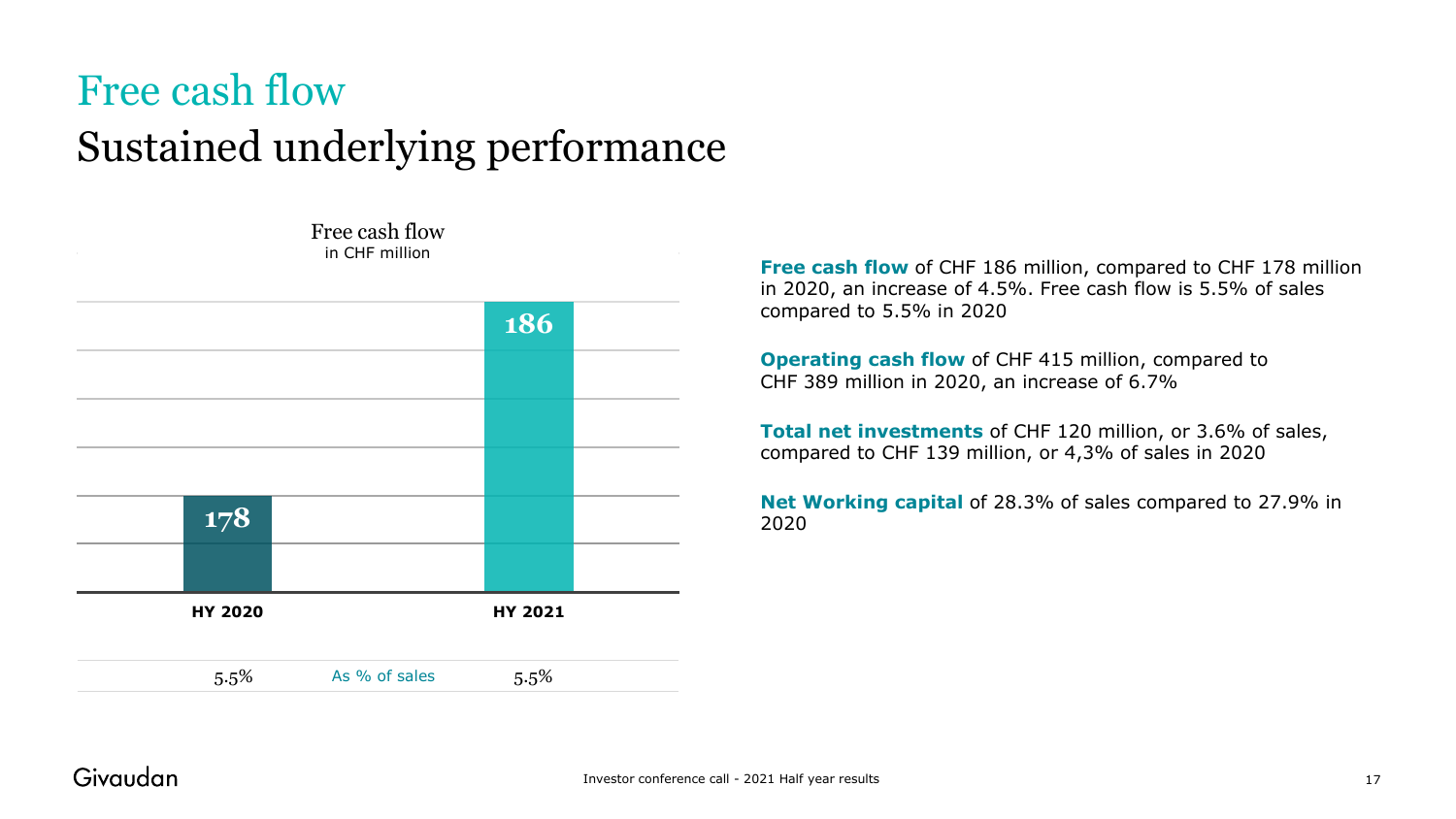# Free cash flow
## Sustained underlying performance

**Free cash flow**
in CHF million

| | HY 2020 | HY 2021 |
|---|---|---|
| Free cash flow | 178 | 186 |
| As % of sales | 5.5% | 5.5% |

**Free cash flow** of CHF 186 million, compared to CHF 178 million in 2020, an increase of 4.5%. Free cash flow is 5.5% of sales compared to 5.5% in 2020

**Operating cash flow** of CHF 415 million, compared to CHF 389 million in 2020, an increase of 6.7%

**Total net investments** of CHF 120 million, or 3.6% of sales, compared to CHF 139 million, or 4,3% of sales in 2020

**Net Working capital** of 28.3% of sales compared to 27.9% in 2020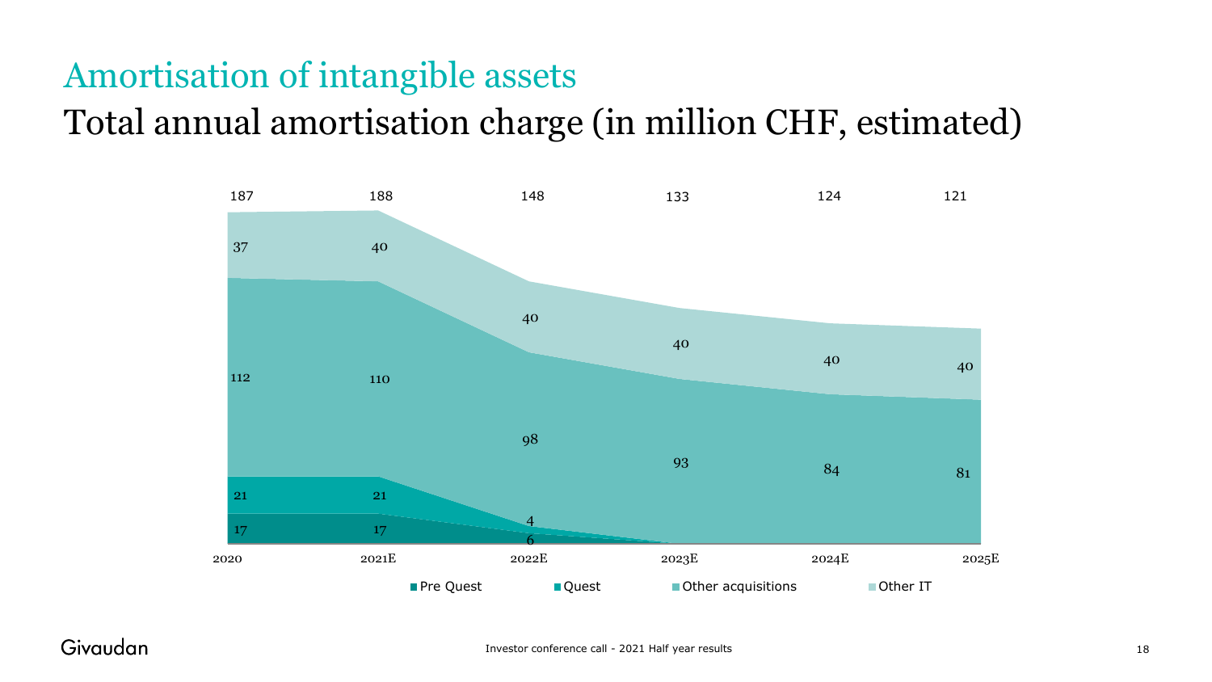# Amortisation of intangible assets

## Total annual amortisation charge (in million CHF, estimated)

| | 2020 | 2021E | 2022E | 2023E | 2024E | 2025E |
|---|---|---|---|---|---|---|
| Pre Quest | 17 | 17 | 6 | | | |
| Quest | 21 | 21 | 4 | | | |
| Other acquisitions | 112 | 110 | 98 | 93 | 84 | 81 |
| Other IT | 37 | 40 | 40 | 40 | 40 | 40 |
| Total | 187 | 188 | 148 | 133 | 124 | 121 |

Investor conference call - 2021 Half year results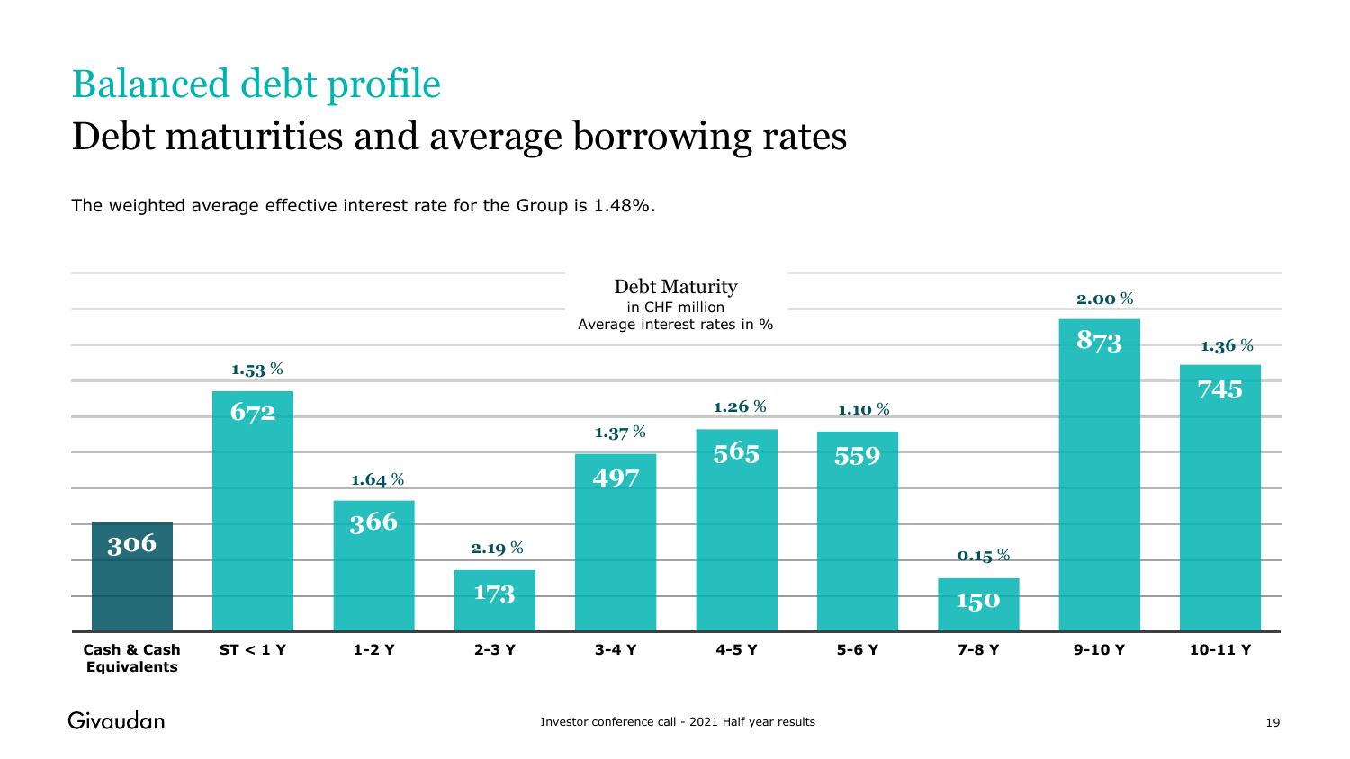# Balanced debt profile

## Debt maturities and average borrowing rates

The weighted average effective interest rate for the Group is 1.48%.

**Debt Maturity**
in CHF million
Average interest rates in %

| | Cash & Cash Equivalents | ST < 1 Y | 1-2 Y | 2-3 Y | 3-4 Y | 4-5 Y | 5-6 Y | 7-8 Y | 9-10 Y | 10-11 Y |
|---|---|---|---|---|---|---|---|---|---|---|
| Amount (CHF million) | 306 | 672 | 366 | 173 | 497 | 565 | 559 | 150 | 873 | 745 |
| Average interest rate | | 1.53 % | 1.64 % | 2.19 % | 1.37 % | 1.26 % | 1.10 % | 0.15 % | 2.00 % | 1.36 % |

Givaudan

Investor conference call - 2021 Half year results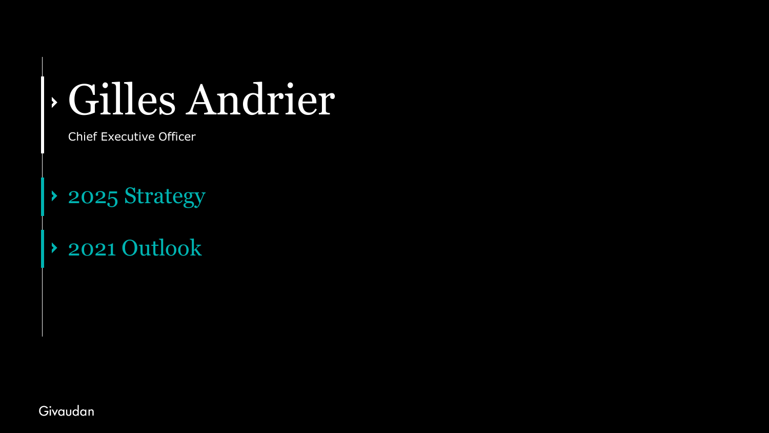# Gilles Andrier

Chief Executive Officer

## 2025 Strategy

## 2021 Outlook

Givaudan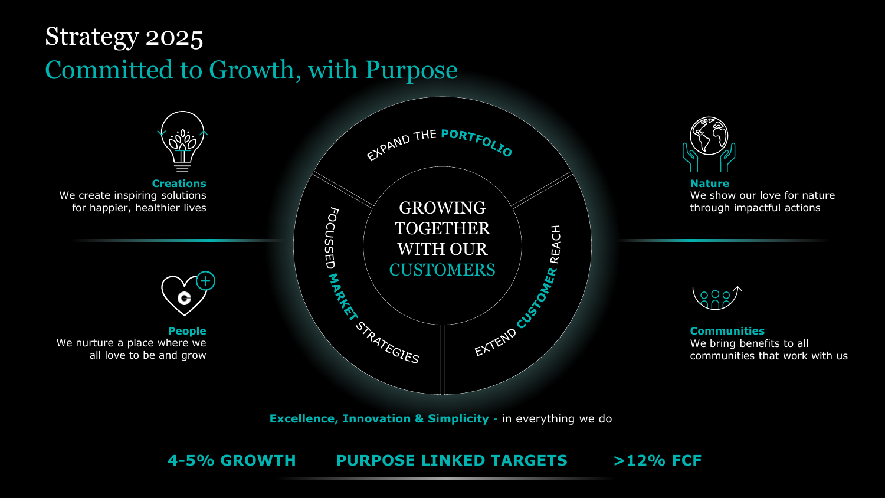# Strategy 2025

## Committed to Growth, with Purpose

**Creations**
We create inspiring solutions for happier, healthier lives

**People**
We nurture a place where we all love to be and grow

EXPAND THE **PORTFOLIO**

FOCUSSED **MARKET** STRATEGIES

EXTEND **CUSTOMER** REACH

GROWING TOGETHER WITH OUR CUSTOMERS

**Nature**
We show our love for nature through impactful actions

**Communities**
We bring benefits to all communities that work with us

**Excellence, Innovation & Simplicity** - in everything we do

**4-5% GROWTH** | **PURPOSE LINKED TARGETS** | **>12% FCF**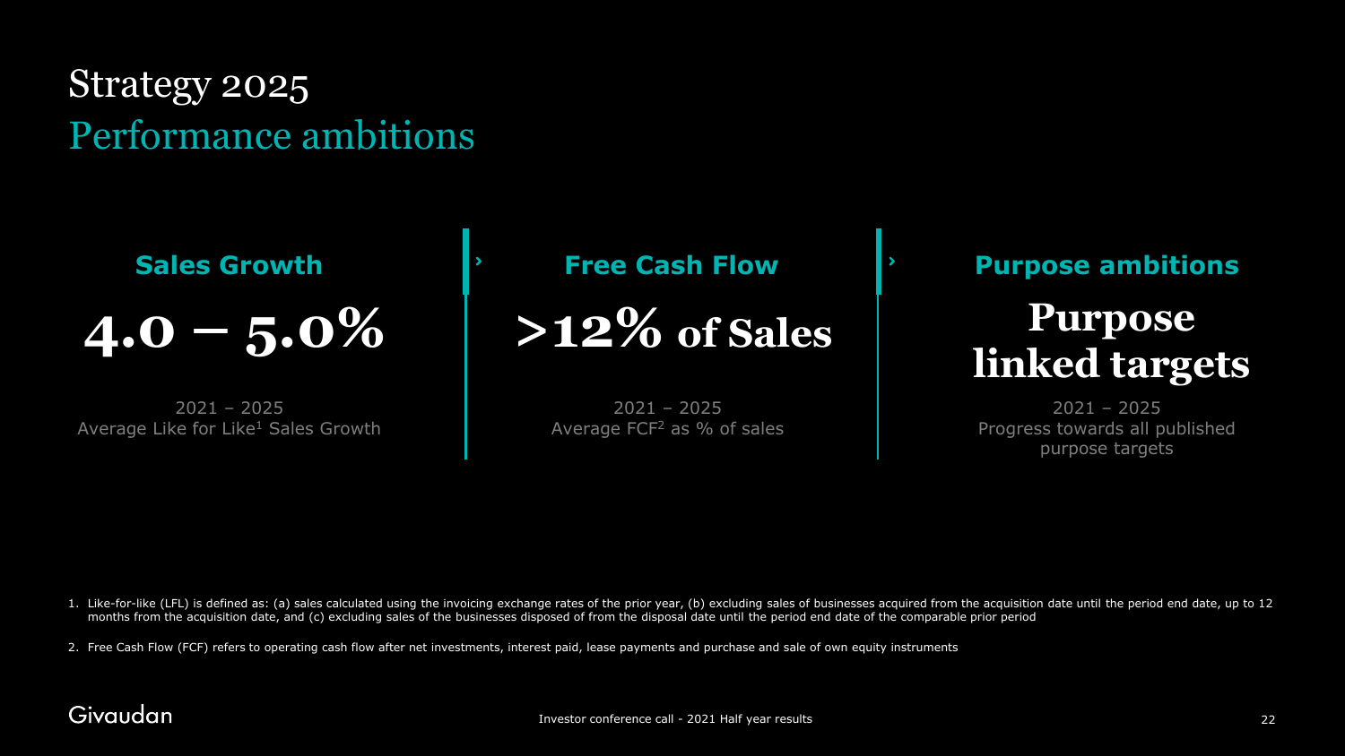# Strategy 2025

## Performance ambitions

### Sales Growth

**4.0 – 5.0%**

2021 – 2025
Average Like for Like[1] Sales Growth

### Free Cash Flow

**>12% of Sales**

2021 – 2025
Average FCF[2] as % of sales

### Purpose ambitions

**Purpose linked targets**

2021 – 2025
Progress towards all published purpose targets

1. Like-for-like (LFL) is defined as: (a) sales calculated using the invoicing exchange rates of the prior year, (b) excluding sales of businesses acquired from the acquisition date until the period end date, up to 12 months from the acquisition date, and (c) excluding sales of the businesses disposed of from the disposal date until the period end date of the comparable prior period

2. Free Cash Flow (FCF) refers to operating cash flow after net investments, interest paid, lease payments and purchase and sale of own equity instruments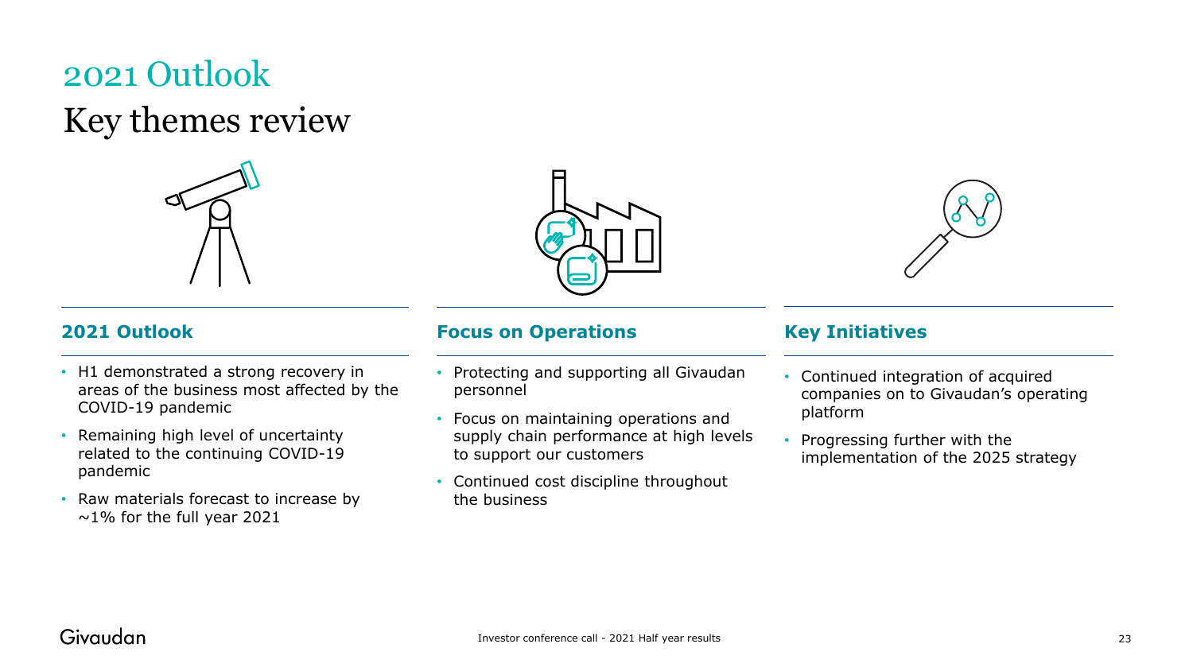# 2021 Outlook

## Key themes review

### 2021 Outlook

- H1 demonstrated a strong recovery in areas of the business most affected by the COVID-19 pandemic
- Remaining high level of uncertainty related to the continuing COVID-19 pandemic
- Raw materials forecast to increase by ~1% for the full year 2021

### Focus on Operations

- Protecting and supporting all Givaudan personnel
- Focus on maintaining operations and supply chain performance at high levels to support our customers
- Continued cost discipline throughout the business

### Key Initiatives

- Continued integration of acquired companies on to Givaudan's operating platform
- Progressing further with the implementation of the 2025 strategy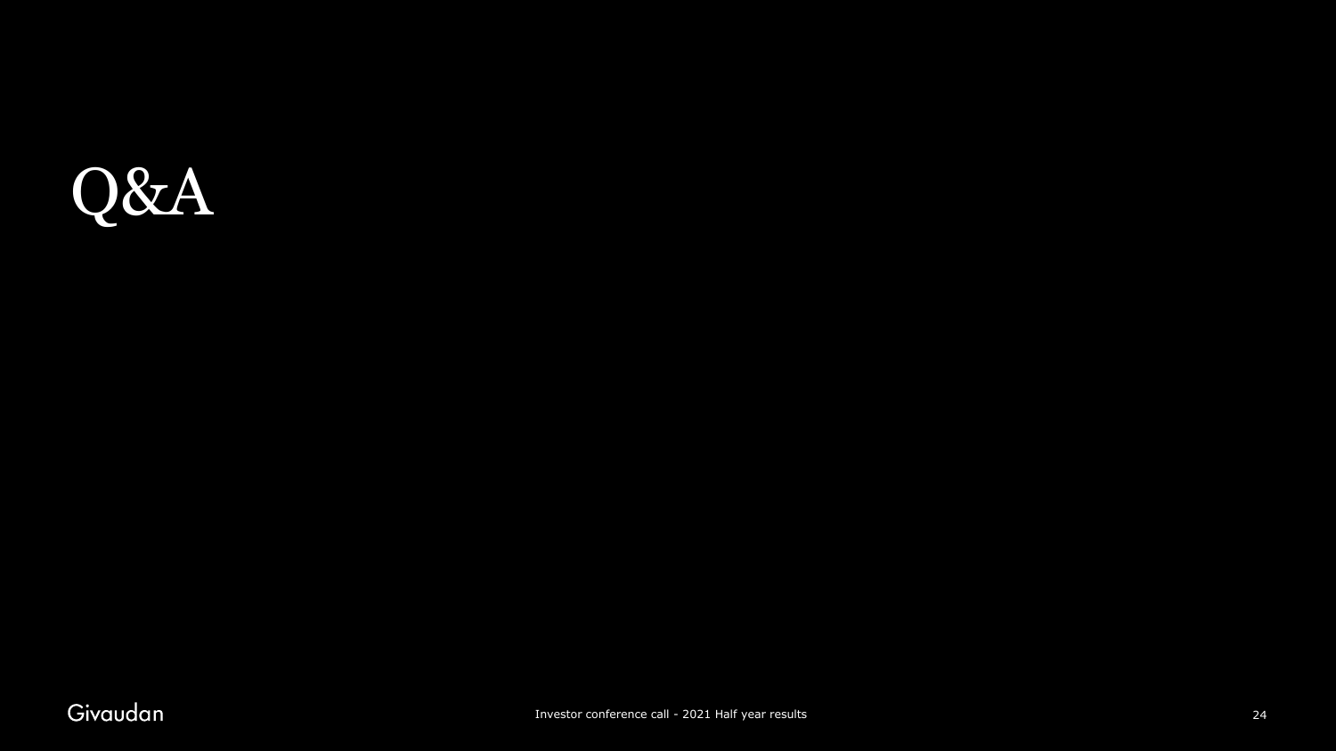# Q&A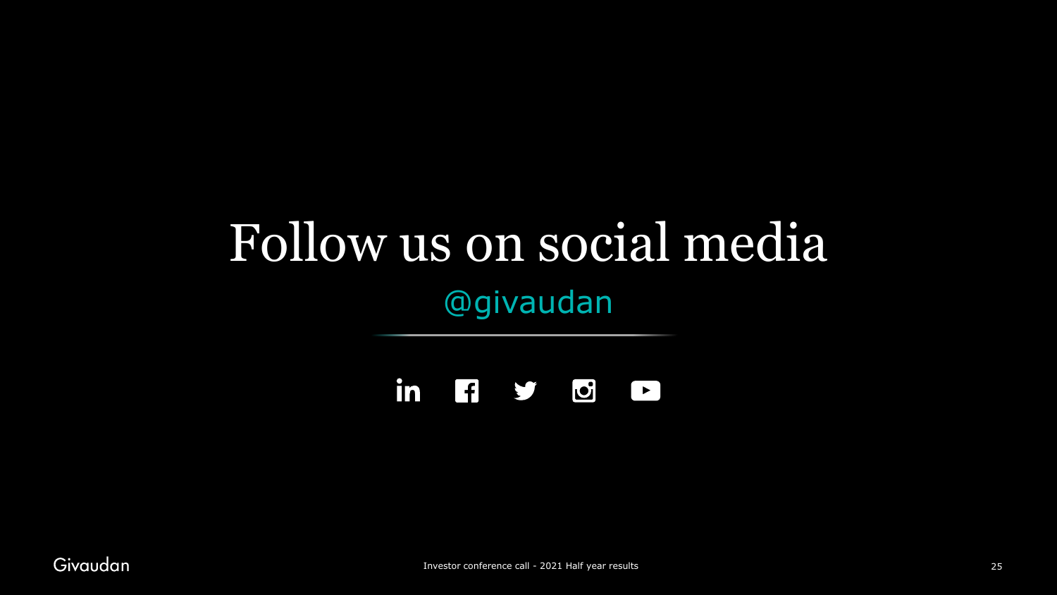# Follow us on social media

@givaudan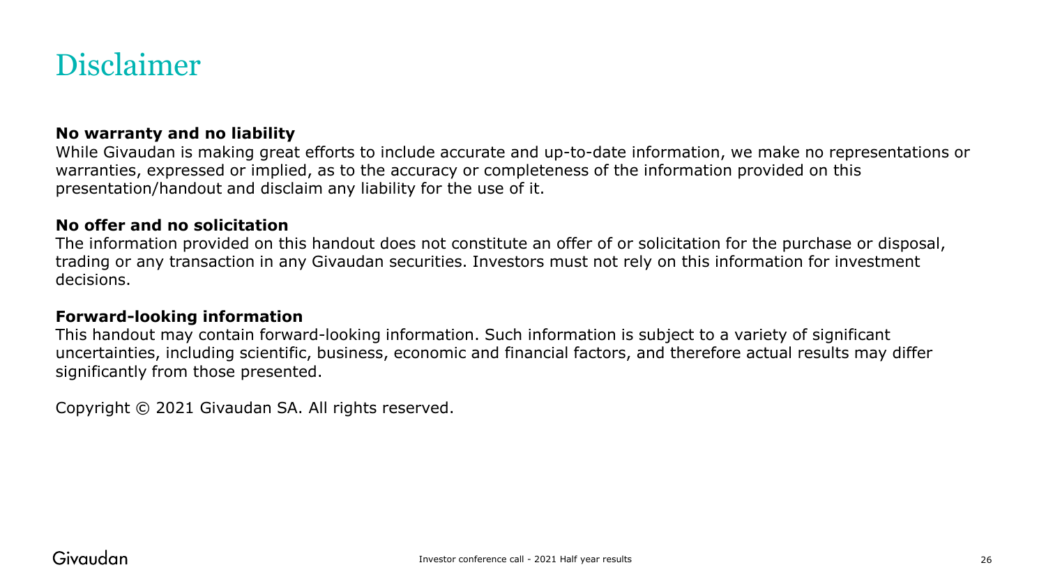# Disclaimer

**No warranty and no liability**
While Givaudan is making great efforts to include accurate and up-to-date information, we make no representations or warranties, expressed or implied, as to the accuracy or completeness of the information provided on this presentation/handout and disclaim any liability for the use of it.

**No offer and no solicitation**
The information provided on this handout does not constitute an offer of or solicitation for the purchase or disposal, trading or any transaction in any Givaudan securities. Investors must not rely on this information for investment decisions.

**Forward-looking information**
This handout may contain forward-looking information. Such information is subject to a variety of significant uncertainties, including scientific, business, economic and financial factors, and therefore actual results may differ significantly from those presented.

Copyright © 2021 Givaudan SA. All rights reserved.